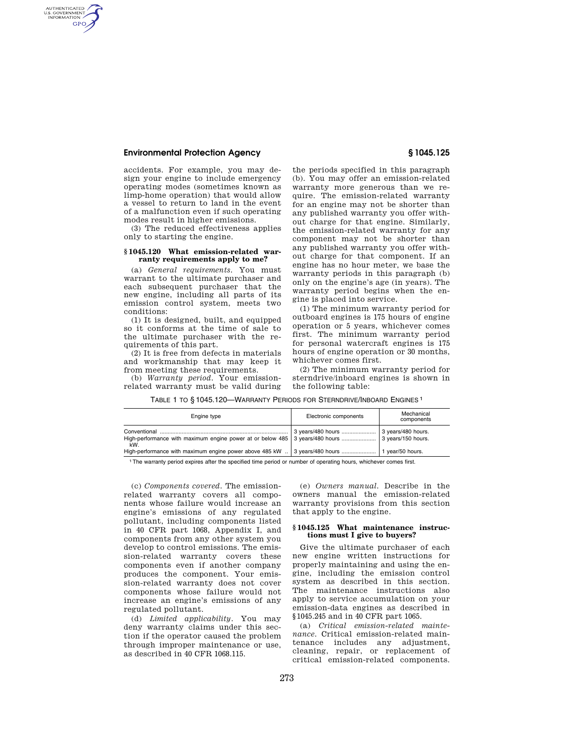accidents. For example, you may design your engine to include emergency operating modes (sometimes known as limp-home operation) that would allow a vessel to return to land in the event of a malfunction even if such operating modes result in higher emissions.

(3) The reduced effectiveness applies only to starting the engine.

### § 1045.120 What emission-related warranty requirements apply to me?

(a) *General requirements.* You must warrant to the ultimate purchaser and each subsequent purchaser that the new engine, including all parts of its emission control system, meets two conditions:

(1) It is designed, built, and equipped so it conforms at the time of sale to the ultimate purchaser with the requirements of this part.

(2) It is free from defects in materials and workmanship that may keep it from meeting these requirements.

(b) *Warranty period.* Your emission-related warranty must be valid during the periods specified in this paragraph (b). You may offer an emission-related warranty more generous than we require. The emission-related warranty for an engine may not be shorter than any published warranty you offer without charge for that engine. Similarly, the emission-related warranty for any component may not be shorter than any published warranty you offer without charge for that component. If an engine has no hour meter, we base the warranty periods in this paragraph (b) only on the engine's age (in years). The warranty period begins when the engine is placed into service.

(1) The minimum warranty period for outboard engines is 175 hours of engine operation or 5 years, whichever comes first. The minimum warranty period for personal watercraft engines is 175 hours of engine operation or 30 months, whichever comes first.

(2) The minimum warranty period for sterndrive/inboard engines is shown in the following table:

TABLE 1 TO § 1045.120—WARRANTY PERIODS FOR STERNDRIVE/INBOARD ENGINES [1]

| Engine type | Electronic components | Mechanical components |
|---|---|---|
| Conventional | 3 years/480 hours | 3 years/480 hours. |
| High-performance with maximum engine power at or below 485 kW. | 3 years/480 hours | 3 years/150 hours. |
| High-performance with maximum engine power above 485 kW | 3 years/480 hours | 1 year/50 hours. |

[1] The warranty period expires after the specified time period or number of operating hours, whichever comes first.

(c) *Components covered.* The emission-related warranty covers all components whose failure would increase an engine's emissions of any regulated pollutant, including components listed in 40 CFR part 1068, Appendix I, and components from any other system you develop to control emissions. The emission-related warranty covers these components even if another company produces the component. Your emission-related warranty does not cover components whose failure would not increase an engine's emissions of any regulated pollutant.

(d) *Limited applicability.* You may deny warranty claims under this section if the operator caused the problem through improper maintenance or use, as described in 40 CFR 1068.115.

(e) *Owners manual.* Describe in the owners manual the emission-related warranty provisions from this section that apply to the engine.

### § 1045.125 What maintenance instructions must I give to buyers?

Give the ultimate purchaser of each new engine written instructions for properly maintaining and using the engine, including the emission control system as described in this section. The maintenance instructions also apply to service accumulation on your emission-data engines as described in § 1045.245 and in 40 CFR part 1065.

(a) *Critical emission-related maintenance.* Critical emission-related maintenance includes any adjustment, cleaning, repair, or replacement of critical emission-related components.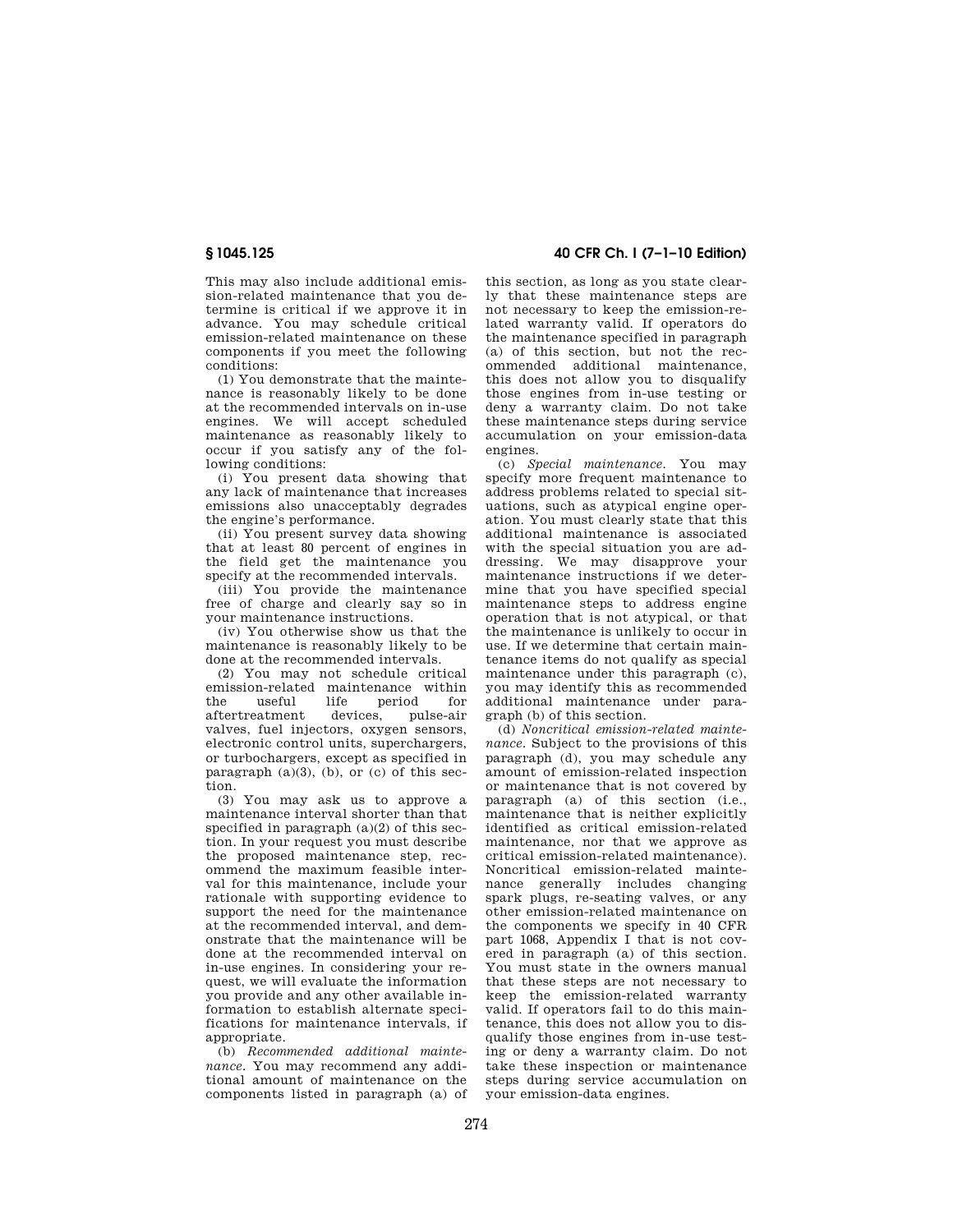This may also include additional emission-related maintenance that you determine is critical if we approve it in advance. You may schedule critical emission-related maintenance on these components if you meet the following conditions:

(1) You demonstrate that the maintenance is reasonably likely to be done at the recommended intervals on in-use engines. We will accept scheduled maintenance as reasonably likely to occur if you satisfy any of the following conditions:

(i) You present data showing that any lack of maintenance that increases emissions also unacceptably degrades the engine's performance.

(ii) You present survey data showing that at least 80 percent of engines in the field get the maintenance you specify at the recommended intervals.

(iii) You provide the maintenance free of charge and clearly say so in your maintenance instructions.

(iv) You otherwise show us that the maintenance is reasonably likely to be done at the recommended intervals.

(2) You may not schedule critical emission-related maintenance within the useful life period for aftertreatment devices, pulse-air valves, fuel injectors, oxygen sensors, electronic control units, superchargers, or turbochargers, except as specified in paragraph (a)(3), (b), or (c) of this section.

(3) You may ask us to approve a maintenance interval shorter than that specified in paragraph (a)(2) of this section. In your request you must describe the proposed maintenance step, recommend the maximum feasible interval for this maintenance, include your rationale with supporting evidence to support the need for the maintenance at the recommended interval, and demonstrate that the maintenance will be done at the recommended interval on in-use engines. In considering your request, we will evaluate the information you provide and any other available information to establish alternate specifications for maintenance intervals, if appropriate.

(b) *Recommended additional maintenance.* You may recommend any additional amount of maintenance on the components listed in paragraph (a) of this section, as long as you state clearly that these maintenance steps are not necessary to keep the emission-related warranty valid. If operators do the maintenance specified in paragraph (a) of this section, but not the recommended additional maintenance, this does not allow you to disqualify those engines from in-use testing or deny a warranty claim. Do not take these maintenance steps during service accumulation on your emission-data engines.

(c) *Special maintenance.* You may specify more frequent maintenance to address problems related to special situations, such as atypical engine operation. You must clearly state that this additional maintenance is associated with the special situation you are addressing. We may disapprove your maintenance instructions if we determine that you have specified special maintenance steps to address engine operation that is not atypical, or that the maintenance is unlikely to occur in use. If we determine that certain maintenance items do not qualify as special maintenance under this paragraph (c), you may identify this as recommended additional maintenance under paragraph (b) of this section.

(d) *Noncritical emission-related maintenance.* Subject to the provisions of this paragraph (d), you may schedule any amount of emission-related inspection or maintenance that is not covered by paragraph (a) of this section (i.e., maintenance that is neither explicitly identified as critical emission-related maintenance, nor that we approve as critical emission-related maintenance). Noncritical emission-related maintenance generally includes changing spark plugs, re-seating valves, or any other emission-related maintenance on the components we specify in 40 CFR part 1068, Appendix I that is not covered in paragraph (a) of this section. You must state in the owners manual that these steps are not necessary to keep the emission-related warranty valid. If operators fail to do this maintenance, this does not allow you to disqualify those engines from in-use testing or deny a warranty claim. Do not take these inspection or maintenance steps during service accumulation on your emission-data engines.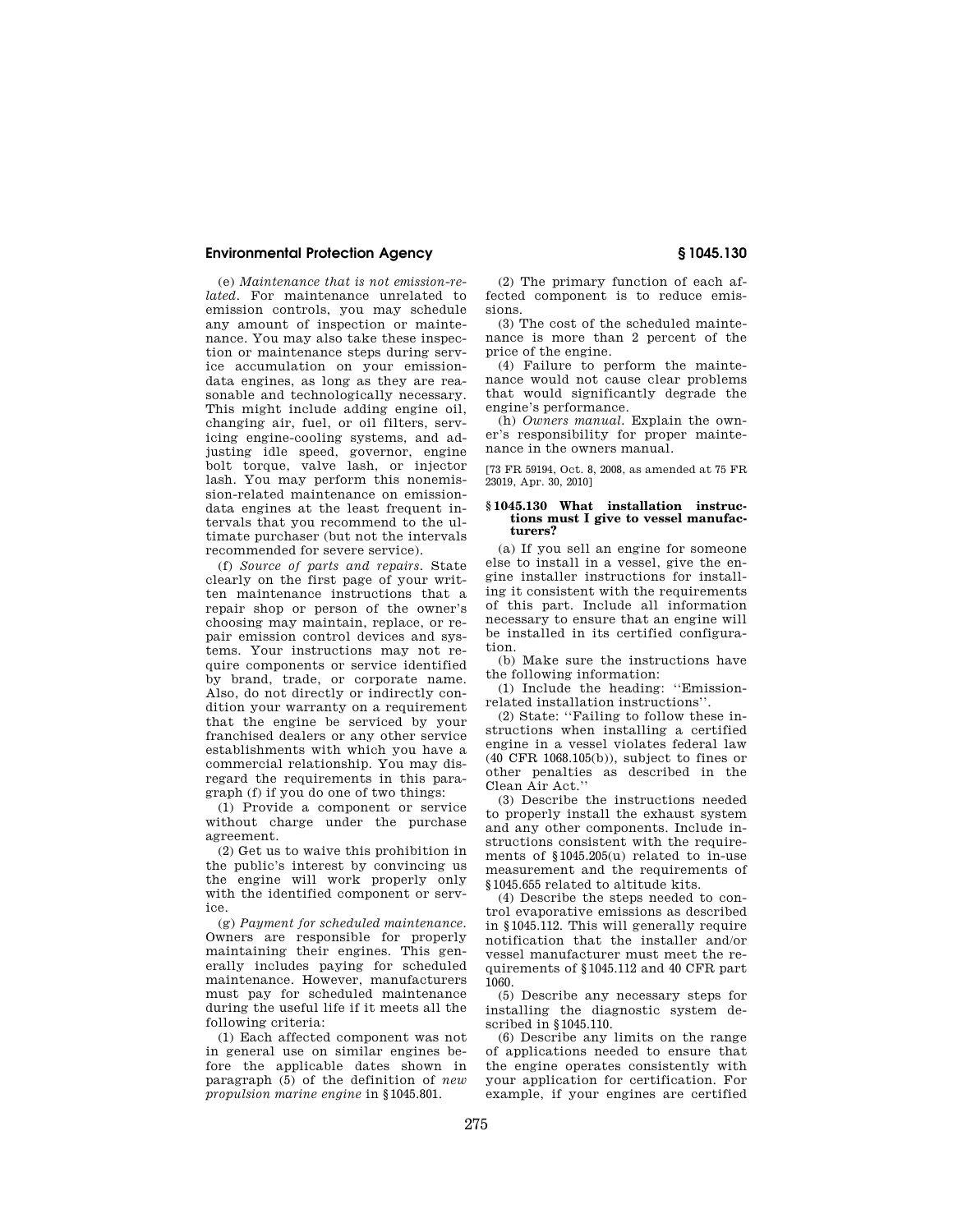(e) *Maintenance that is not emission-related.* For maintenance unrelated to emission controls, you may schedule any amount of inspection or maintenance. You may also take these inspection or maintenance steps during service accumulation on your emission-data engines, as long as they are reasonable and technologically necessary. This might include adding engine oil, changing air, fuel, or oil filters, servicing engine-cooling systems, and adjusting idle speed, governor, engine bolt torque, valve lash, or injector lash. You may perform this nonemission-related maintenance on emission-data engines at the least frequent intervals that you recommend to the ultimate purchaser (but not the intervals recommended for severe service).

(f) *Source of parts and repairs.* State clearly on the first page of your written maintenance instructions that a repair shop or person of the owner's choosing may maintain, replace, or repair emission control devices and systems. Your instructions may not require components or service identified by brand, trade, or corporate name. Also, do not directly or indirectly condition your warranty on a requirement that the engine be serviced by your franchised dealers or any other service establishments with which you have a commercial relationship. You may disregard the requirements in this paragraph (f) if you do one of two things:

(1) Provide a component or service without charge under the purchase agreement.

(2) Get us to waive this prohibition in the public's interest by convincing us the engine will work properly only with the identified component or service.

(g) *Payment for scheduled maintenance.* Owners are responsible for properly maintaining their engines. This generally includes paying for scheduled maintenance. However, manufacturers must pay for scheduled maintenance during the useful life if it meets all the following criteria:

(1) Each affected component was not in general use on similar engines before the applicable dates shown in paragraph (5) of the definition of *new propulsion marine engine* in §1045.801.

(2) The primary function of each affected component is to reduce emissions.

(3) The cost of the scheduled maintenance is more than 2 percent of the price of the engine.

(4) Failure to perform the maintenance would not cause clear problems that would significantly degrade the engine's performance.

(h) *Owners manual.* Explain the owner's responsibility for proper maintenance in the owners manual.

[73 FR 59194, Oct. 8, 2008, as amended at 75 FR 23019, Apr. 30, 2010]

## §1045.130 What installation instructions must I give to vessel manufacturers?

(a) If you sell an engine for someone else to install in a vessel, give the engine installer instructions for installing it consistent with the requirements of this part. Include all information necessary to ensure that an engine will be installed in its certified configuration.

(b) Make sure the instructions have the following information:

(1) Include the heading: ''Emission-related installation instructions''.

(2) State: ''Failing to follow these instructions when installing a certified engine in a vessel violates federal law (40 CFR 1068.105(b)), subject to fines or other penalties as described in the Clean Air Act.''

(3) Describe the instructions needed to properly install the exhaust system and any other components. Include instructions consistent with the requirements of §1045.205(u) related to in-use measurement and the requirements of §1045.655 related to altitude kits.

(4) Describe the steps needed to control evaporative emissions as described in §1045.112. This will generally require notification that the installer and/or vessel manufacturer must meet the requirements of §1045.112 and 40 CFR part 1060.

(5) Describe any necessary steps for installing the diagnostic system described in §1045.110.

(6) Describe any limits on the range of applications needed to ensure that the engine operates consistently with your application for certification. For example, if your engines are certified